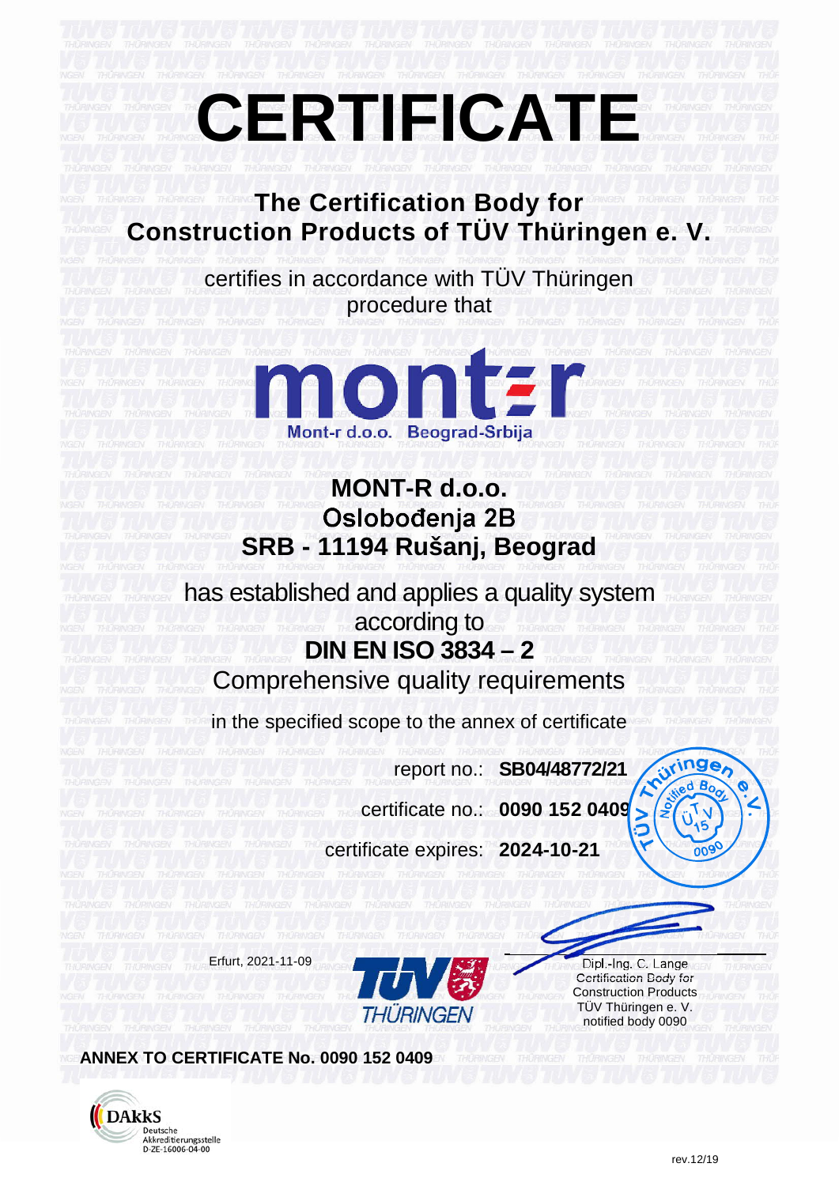# CERTIFICATE

## The Certification Body for Construction Products of TÜV Thüringen e. V.

certifies in accordance with TÜV Thüringen procedure that

Mont-r d.o.o. Beograd-Srbija

**MONT-R d.o.o.**
**Oslobođenja 2B**
**SRB - 11194 Rušanj, Beograd**

has established and applies a quality system according to

**DIN EN ISO 3834 – 2**

Comprehensive quality requirements

in the specified scope to the annex of certificate

report no.: **SB04/48772/21**

certificate no.: **0090 152 0409**

certificate expires: **2024-10-21**

Erfurt, 2021-11-09

Dipl.-Ing. C. Lange
Certification Body for
Construction Products
TÜV Thüringen e. V.
notified body 0090

**ANNEX TO CERTIFICATE No. 0090 152 0409**

DAkkS
Deutsche
Akkreditierungsstelle
D-ZE-16006-04-00

rev.12/19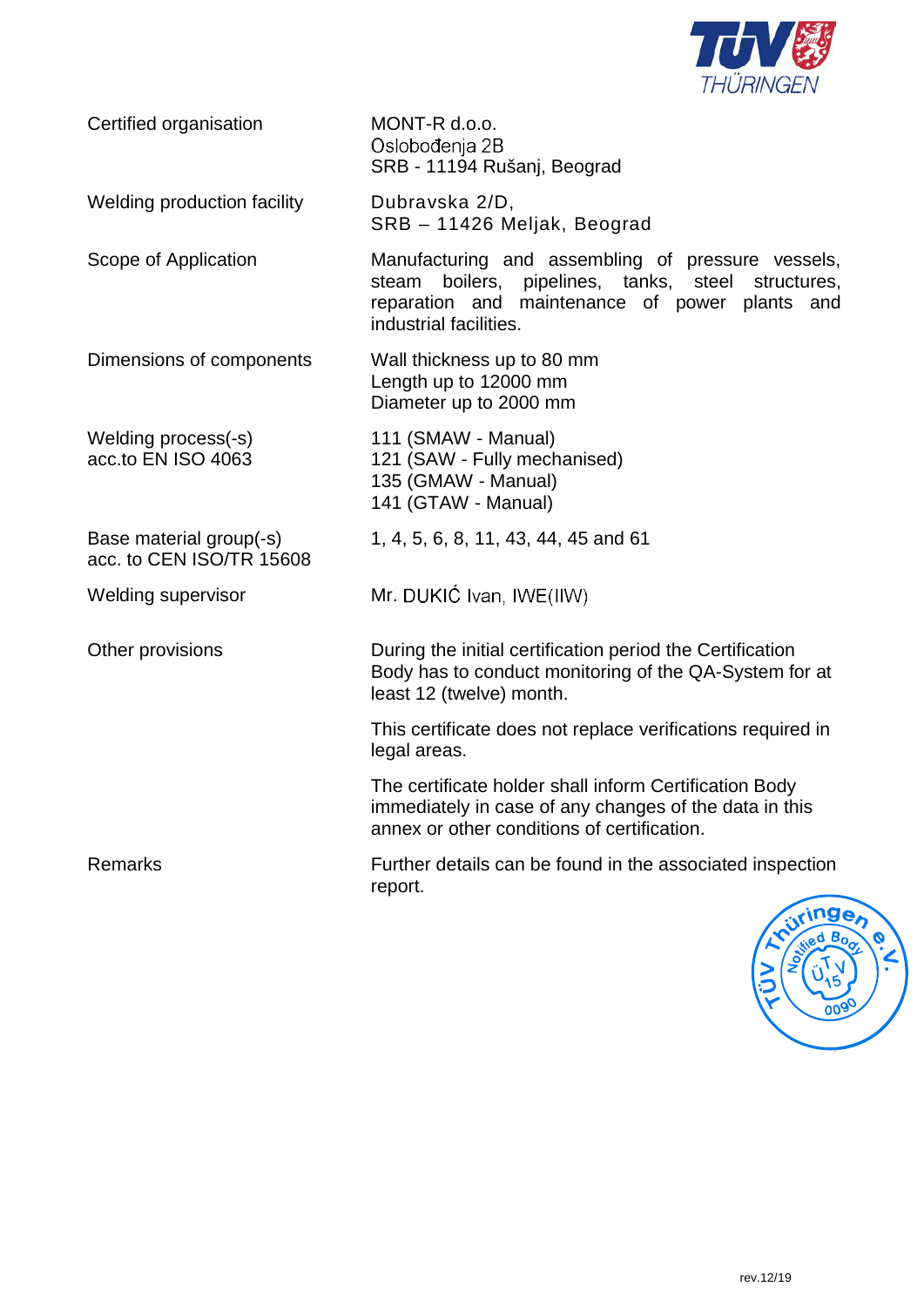| | |
|---|---|
| Certified organisation | MONT-R d.o.o.<br>Oslobođenja 2B<br>SRB - 11194 Rušanj, Beograd |
| Welding production facility | Dubravska 2/D,<br>SRB – 11426 Meljak, Beograd |
| Scope of Application | Manufacturing and assembling of pressure vessels, steam boilers, pipelines, tanks, steel structures, reparation and maintenance of power plants and industrial facilities. |
| Dimensions of components | Wall thickness up to 80 mm<br>Length up to 12000 mm<br>Diameter up to 2000 mm |
| Welding process(-s) acc.to EN ISO 4063 | 111 (SMAW - Manual)<br>121 (SAW - Fully mechanised)<br>135 (GMAW - Manual)<br>141 (GTAW - Manual) |
| Base material group(-s) acc. to CEN ISO/TR 15608 | 1, 4, 5, 6, 8, 11, 43, 44, 45 and 61 |
| Welding supervisor | Mr. DUKIĆ Ivan, IWE(IIW) |
| Other provisions | During the initial certification period the Certification Body has to conduct monitoring of the QA-System for at least 12 (twelve) month.<br><br>This certificate does not replace verifications required in legal areas.<br><br>The certificate holder shall inform Certification Body immediately in case of any changes of the data in this annex or other conditions of certification. |
| Remarks | Further details can be found in the associated inspection report. |

rev.12/19